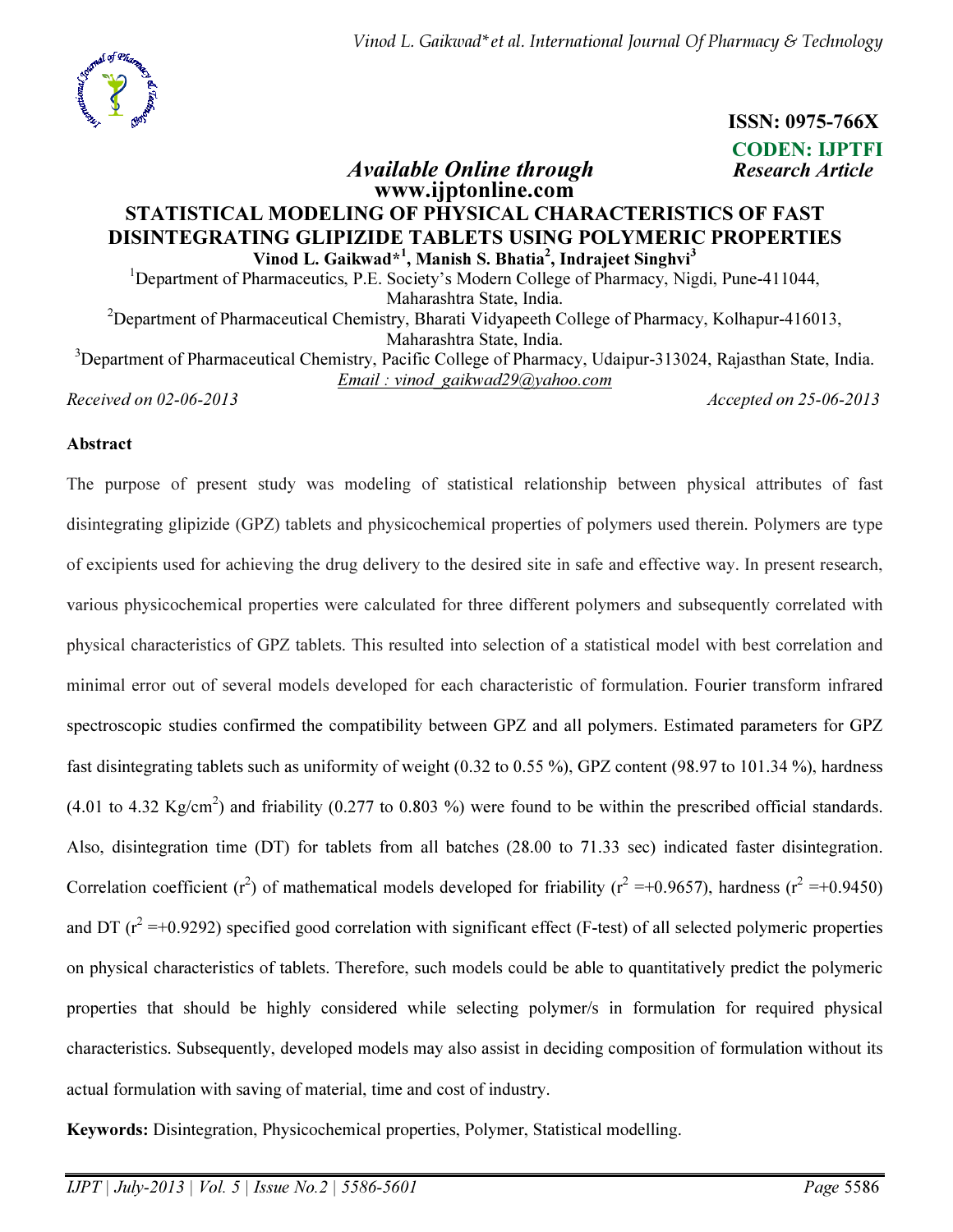ISSN: 0975-766X

CODEN: IJPTFI

*Available Online through* **www.ijptonline.com**

***Research Article***

# STATISTICAL MODELING OF PHYSICAL CHARACTERISTICS OF FAST DISINTEGRATING GLIPIZIDE TABLETS USING POLYMERIC PROPERTIES

**Vinod L. Gaikwad*[1], Manish S. Bhatia[2], Indrajeet Singhvi[3]**

[1]Department of Pharmaceutics, P.E. Society's Modern College of Pharmacy, Nigdi, Pune-411044, Maharashtra State, India.

[2]Department of Pharmaceutical Chemistry, Bharati Vidyapeeth College of Pharmacy, Kolhapur-416013, Maharashtra State, India.

[3]Department of Pharmaceutical Chemistry, Pacific College of Pharmacy, Udaipur-313024, Rajasthan State, India.

Email : vinod_gaikwad29@yahoo.com

*Received on 02-06-2013* *Accepted on 25-06-2013*

## Abstract

The purpose of present study was modeling of statistical relationship between physical attributes of fast disintegrating glipizide (GPZ) tablets and physicochemical properties of polymers used therein. Polymers are type of excipients used for achieving the drug delivery to the desired site in safe and effective way. In present research, various physicochemical properties were calculated for three different polymers and subsequently correlated with physical characteristics of GPZ tablets. This resulted into selection of a statistical model with best correlation and minimal error out of several models developed for each characteristic of formulation. Fourier transform infrared spectroscopic studies confirmed the compatibility between GPZ and all polymers. Estimated parameters for GPZ fast disintegrating tablets such as uniformity of weight (0.32 to 0.55 %), GPZ content (98.97 to 101.34 %), hardness (4.01 to 4.32 Kg/cm$^2$) and friability (0.277 to 0.803 %) were found to be within the prescribed official standards. Also, disintegration time (DT) for tablets from all batches (28.00 to 71.33 sec) indicated faster disintegration. Correlation coefficient ($r^2$) of mathematical models developed for friability ($r^2$ =+0.9657), hardness ($r^2$ =+0.9450) and DT ($r^2$ =+0.9292) specified good correlation with significant effect (F-test) of all selected polymeric properties on physical characteristics of tablets. Therefore, such models could be able to quantitatively predict the polymeric properties that should be highly considered while selecting polymer/s in formulation for required physical characteristics. Subsequently, developed models may also assist in deciding composition of formulation without its actual formulation with saving of material, time and cost of industry.

**Keywords:** Disintegration, Physicochemical properties, Polymer, Statistical modelling.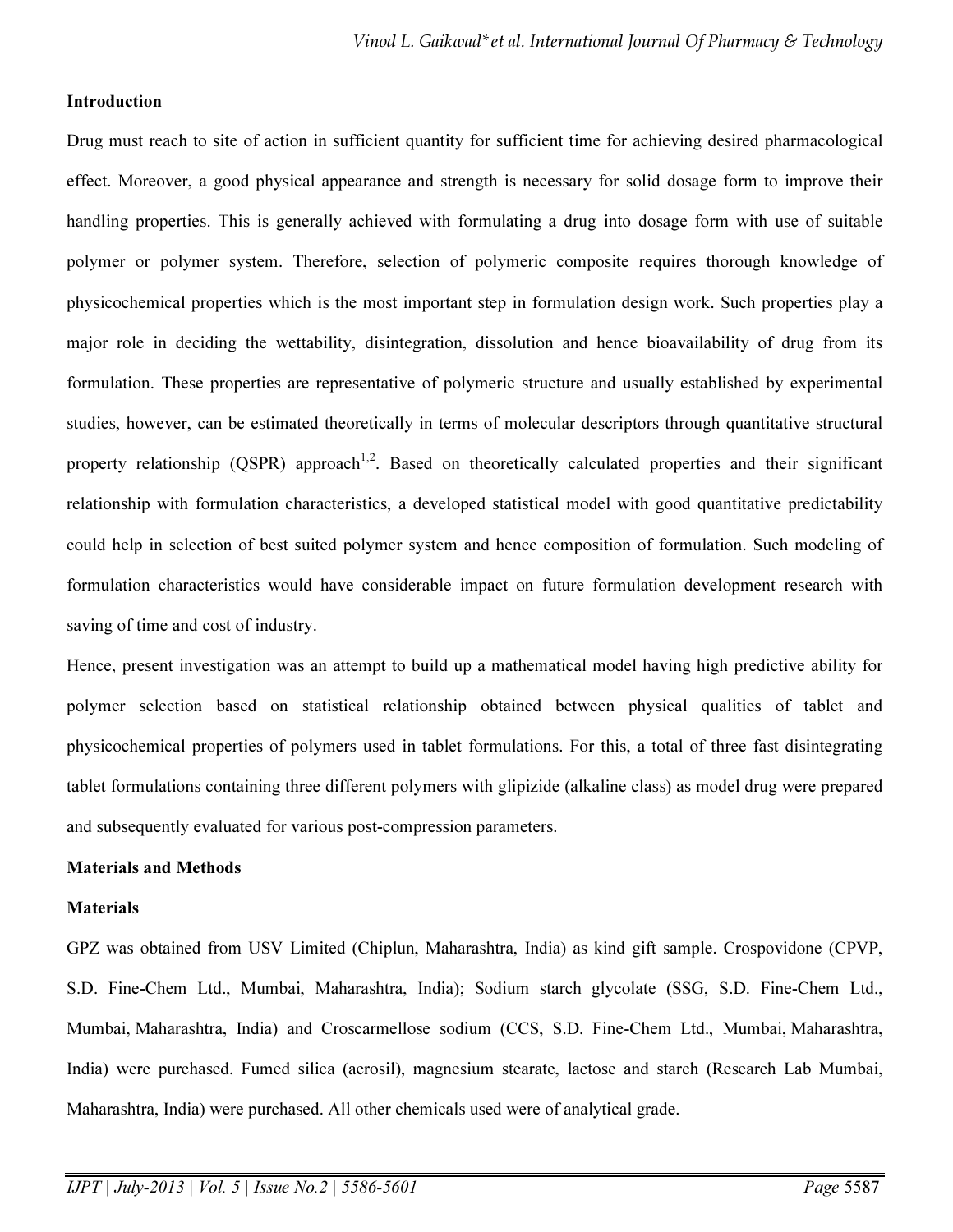## Introduction

Drug must reach to site of action in sufficient quantity for sufficient time for achieving desired pharmacological effect. Moreover, a good physical appearance and strength is necessary for solid dosage form to improve their handling properties. This is generally achieved with formulating a drug into dosage form with use of suitable polymer or polymer system. Therefore, selection of polymeric composite requires thorough knowledge of physicochemical properties which is the most important step in formulation design work. Such properties play a major role in deciding the wettability, disintegration, dissolution and hence bioavailability of drug from its formulation. These properties are representative of polymeric structure and usually established by experimental studies, however, can be estimated theoretically in terms of molecular descriptors through quantitative structural property relationship (QSPR) approach[1,2]. Based on theoretically calculated properties and their significant relationship with formulation characteristics, a developed statistical model with good quantitative predictability could help in selection of best suited polymer system and hence composition of formulation. Such modeling of formulation characteristics would have considerable impact on future formulation development research with saving of time and cost of industry.

Hence, present investigation was an attempt to build up a mathematical model having high predictive ability for polymer selection based on statistical relationship obtained between physical qualities of tablet and physicochemical properties of polymers used in tablet formulations. For this, a total of three fast disintegrating tablet formulations containing three different polymers with glipizide (alkaline class) as model drug were prepared and subsequently evaluated for various post-compression parameters.

## Materials and Methods

### Materials

GPZ was obtained from USV Limited (Chiplun, Maharashtra, India) as kind gift sample. Crospovidone (CPVP, S.D. Fine-Chem Ltd., Mumbai, Maharashtra, India); Sodium starch glycolate (SSG, S.D. Fine-Chem Ltd., Mumbai, Maharashtra, India) and Croscarmellose sodium (CCS, S.D. Fine-Chem Ltd., Mumbai, Maharashtra, India) were purchased. Fumed silica (aerosil), magnesium stearate, lactose and starch (Research Lab Mumbai, Maharashtra, India) were purchased. All other chemicals used were of analytical grade.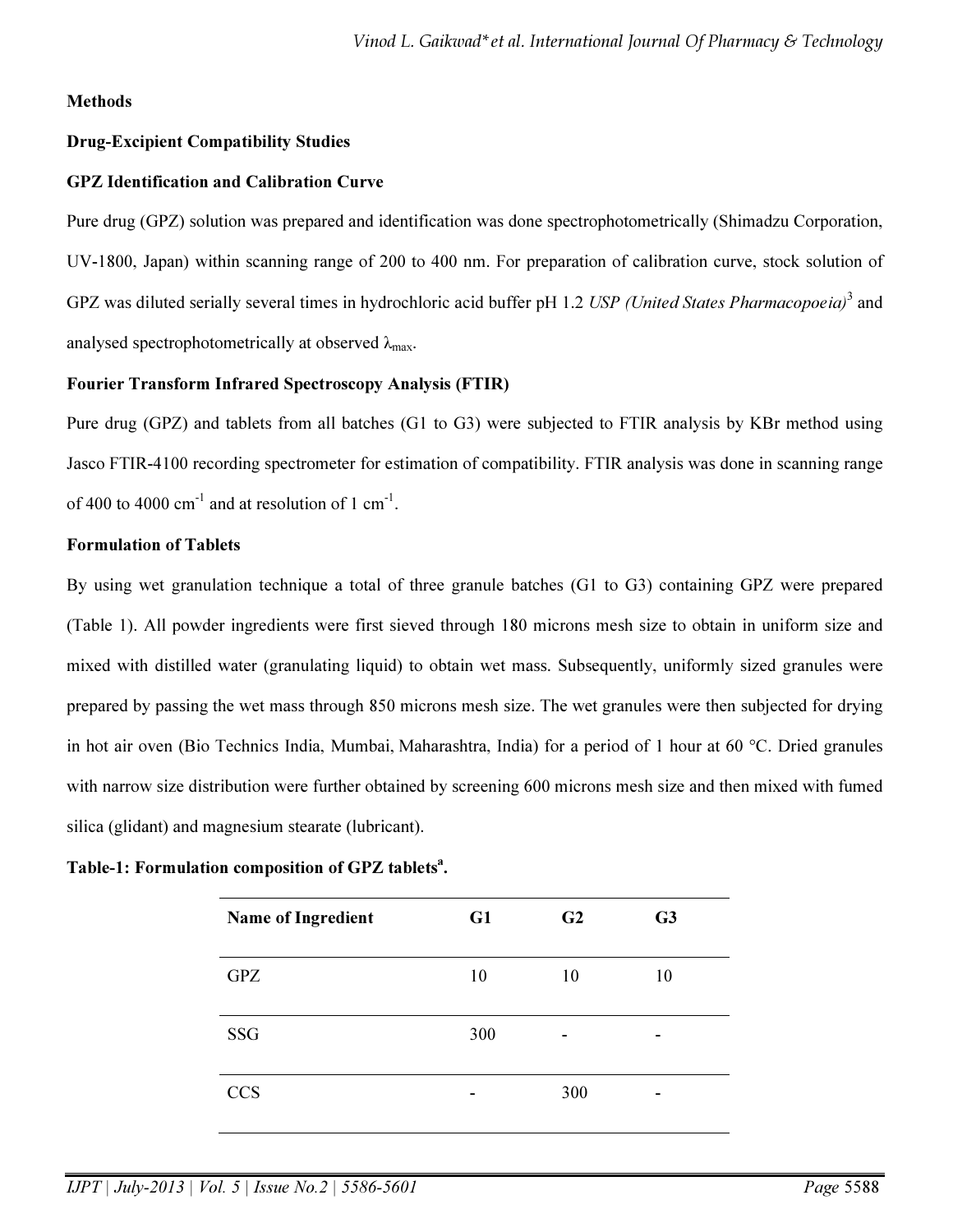## Methods

### Drug-Excipient Compatibility Studies

### GPZ Identification and Calibration Curve

Pure drug (GPZ) solution was prepared and identification was done spectrophotometrically (Shimadzu Corporation, UV-1800, Japan) within scanning range of 200 to 400 nm. For preparation of calibration curve, stock solution of GPZ was diluted serially several times in hydrochloric acid buffer pH 1.2 *USP (United States Pharmacopoeia)*[3] and analysed spectrophotometrically at observed $\lambda_{max}$.

### Fourier Transform Infrared Spectroscopy Analysis (FTIR)

Pure drug (GPZ) and tablets from all batches (G1 to G3) were subjected to FTIR analysis by KBr method using Jasco FTIR-4100 recording spectrometer for estimation of compatibility. FTIR analysis was done in scanning range of 400 to 4000 $cm^{-1}$ and at resolution of 1 $cm^{-1}$.

### Formulation of Tablets

By using wet granulation technique a total of three granule batches (G1 to G3) containing GPZ were prepared (Table 1). All powder ingredients were first sieved through 180 microns mesh size to obtain in uniform size and mixed with distilled water (granulating liquid) to obtain wet mass. Subsequently, uniformly sized granules were prepared by passing the wet mass through 850 microns mesh size. The wet granules were then subjected for drying in hot air oven (Bio Technics India, Mumbai, Maharashtra, India) for a period of 1 hour at 60 °C. Dried granules with narrow size distribution were further obtained by screening 600 microns mesh size and then mixed with fumed silica (glidant) and magnesium stearate (lubricant).

**Table-1: Formulation composition of GPZ tablets[a].**

| Name of Ingredient | G1 | G2 | G3 |
|---|---|---|---|
| GPZ | 10 | 10 | 10 |
| SSG | 300 | - | - |
| CCS | - | 300 | - |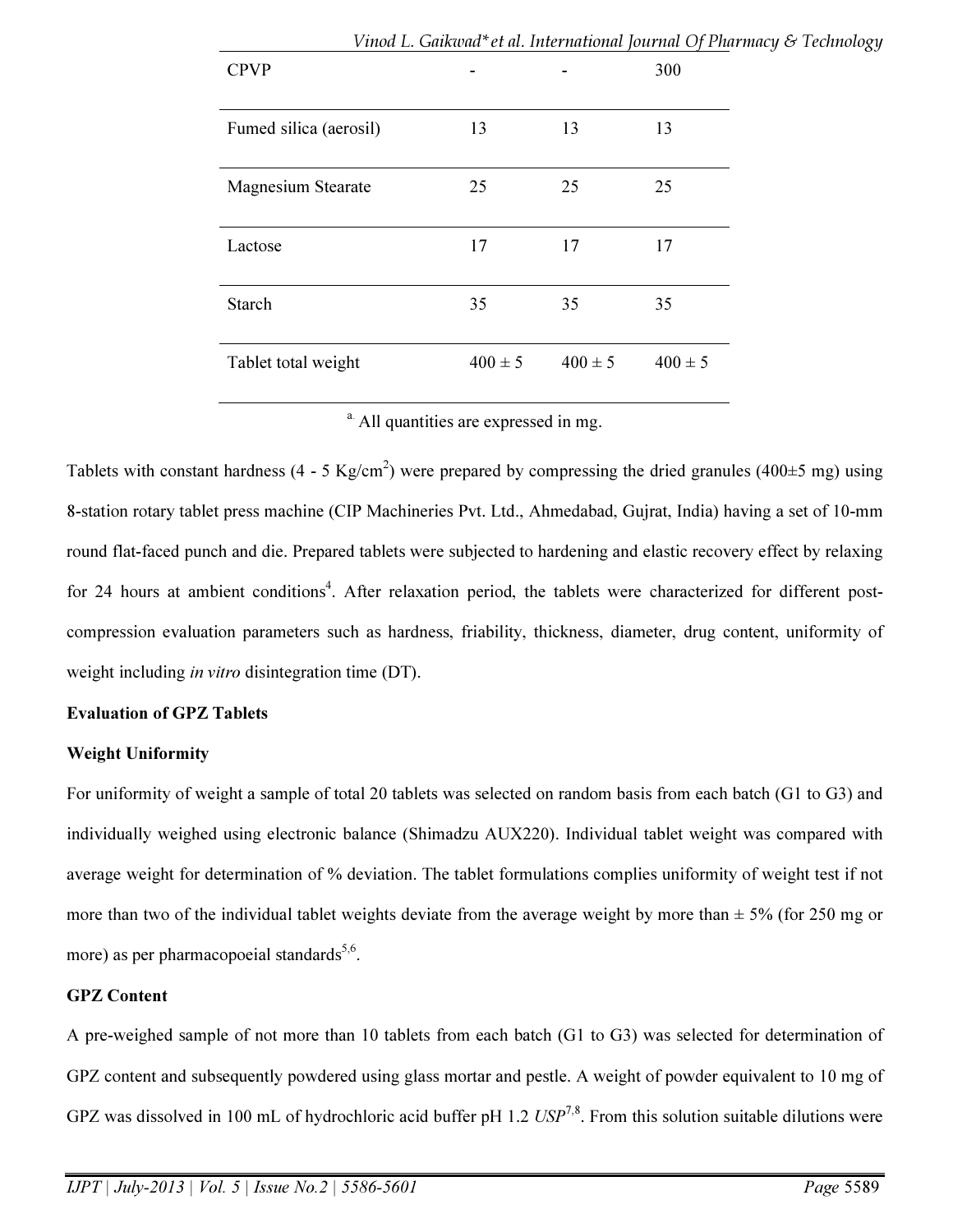| CPVP | - | - | 300 |
|---|---|---|---|
| Fumed silica (aerosil) | 13 | 13 | 13 |
| Magnesium Stearate | 25 | 25 | 25 |
| Lactose | 17 | 17 | 17 |
| Starch | 35 | 35 | 35 |
| Tablet total weight | 400 ± 5 | 400 ± 5 | 400 ± 5 |

[a.] All quantities are expressed in mg.

Tablets with constant hardness (4 - 5 Kg/cm$^2$) were prepared by compressing the dried granules (400±5 mg) using 8-station rotary tablet press machine (CIP Machineries Pvt. Ltd., Ahmedabad, Gujrat, India) having a set of 10-mm round flat-faced punch and die. Prepared tablets were subjected to hardening and elastic recovery effect by relaxing for 24 hours at ambient conditions[4]. After relaxation period, the tablets were characterized for different post-compression evaluation parameters such as hardness, friability, thickness, diameter, drug content, uniformity of weight including *in vitro* disintegration time (DT).

**Evaluation of GPZ Tablets**

**Weight Uniformity**

For uniformity of weight a sample of total 20 tablets was selected on random basis from each batch (G1 to G3) and individually weighed using electronic balance (Shimadzu AUX220). Individual tablet weight was compared with average weight for determination of % deviation. The tablet formulations complies uniformity of weight test if not more than two of the individual tablet weights deviate from the average weight by more than ± 5% (for 250 mg or more) as per pharmacopoeial standards[5,6].

**GPZ Content**

A pre-weighed sample of not more than 10 tablets from each batch (G1 to G3) was selected for determination of GPZ content and subsequently powdered using glass mortar and pestle. A weight of powder equivalent to 10 mg of GPZ was dissolved in 100 mL of hydrochloric acid buffer pH 1.2 *USP*[7,8]. From this solution suitable dilutions were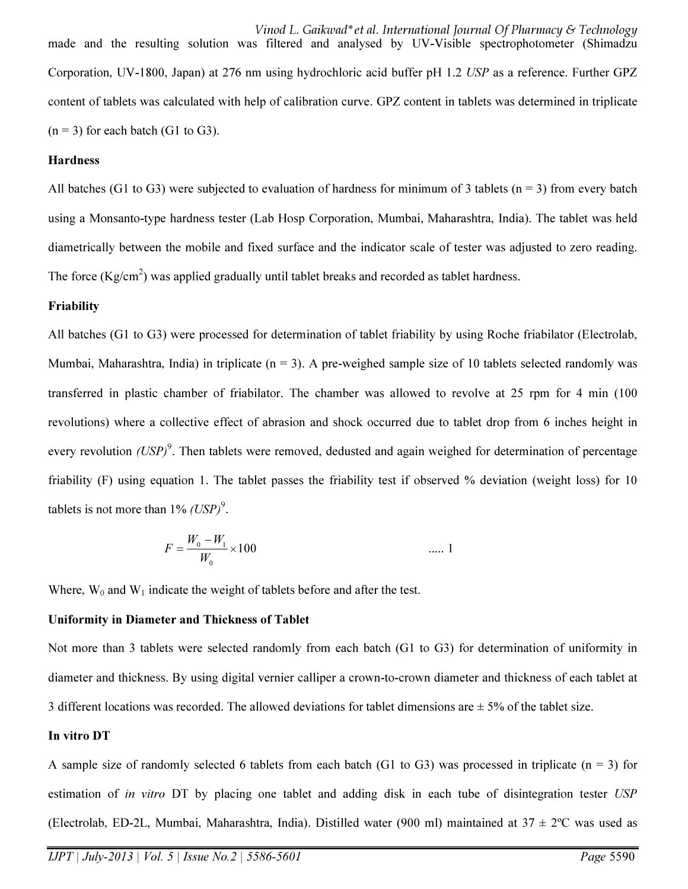made and the resulting solution was filtered and analysed by UV-Visible spectrophotometer (Shimadzu Corporation, UV-1800, Japan) at 276 nm using hydrochloric acid buffer pH 1.2 *USP* as a reference. Further GPZ content of tablets was calculated with help of calibration curve. GPZ content in tablets was determined in triplicate (n = 3) for each batch (G1 to G3).

**Hardness**

All batches (G1 to G3) were subjected to evaluation of hardness for minimum of 3 tablets (n = 3) from every batch using a Monsanto-type hardness tester (Lab Hosp Corporation, Mumbai, Maharashtra, India). The tablet was held diametrically between the mobile and fixed surface and the indicator scale of tester was adjusted to zero reading. The force ($Kg/cm^2$) was applied gradually until tablet breaks and recorded as tablet hardness.

**Friability**

All batches (G1 to G3) were processed for determination of tablet friability by using Roche friabilator (Electrolab, Mumbai, Maharashtra, India) in triplicate (n = 3). A pre-weighed sample size of 10 tablets selected randomly was transferred in plastic chamber of friabilator. The chamber was allowed to revolve at 25 rpm for 4 min (100 revolutions) where a collective effect of abrasion and shock occurred due to tablet drop from 6 inches height in every revolution *(USP)*[9]. Then tablets were removed, dedusted and again weighed for determination of percentage friability (F) using equation 1. The tablet passes the friability test if observed % deviation (weight loss) for 10 tablets is not more than 1% *(USP)*[9].

$$F = \frac{W_0 - W_1}{W_0} \times 100 \qquad \text{..... 1}$$

Where, $W_0$ and $W_1$ indicate the weight of tablets before and after the test.

**Uniformity in Diameter and Thickness of Tablet**

Not more than 3 tablets were selected randomly from each batch (G1 to G3) for determination of uniformity in diameter and thickness. By using digital vernier calliper a crown-to-crown diameter and thickness of each tablet at 3 different locations was recorded. The allowed deviations for tablet dimensions are ± 5% of the tablet size.

**In vitro DT**

A sample size of randomly selected 6 tablets from each batch (G1 to G3) was processed in triplicate (n = 3) for estimation of *in vitro* DT by placing one tablet and adding disk in each tube of disintegration tester *USP* (Electrolab, ED-2L, Mumbai, Maharashtra, India). Distilled water (900 ml) maintained at 37 ± 2ºC was used as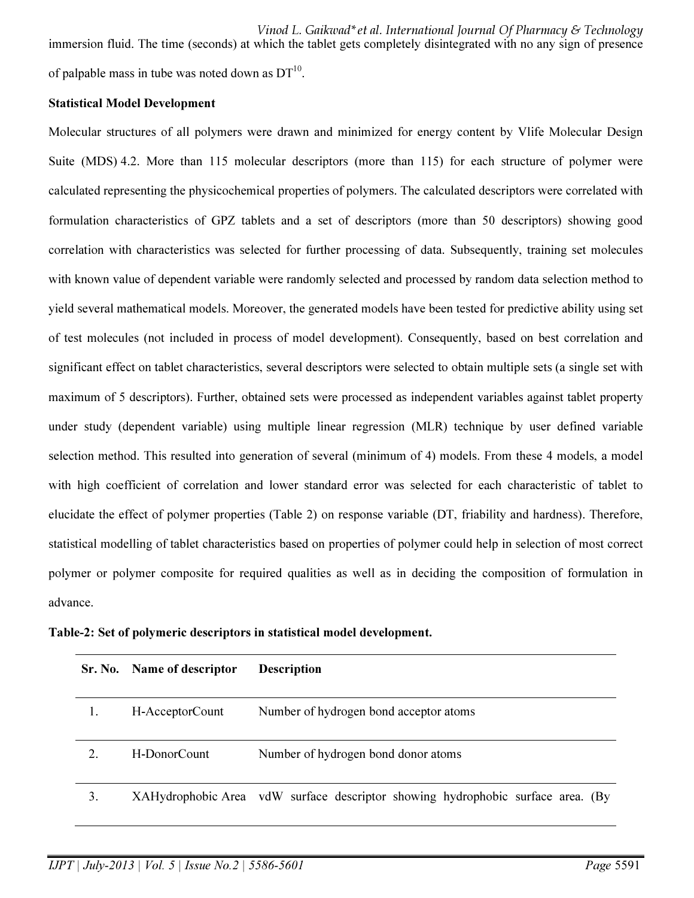immersion fluid. The time (seconds) at which the tablet gets completely disintegrated with no any sign of presence of palpable mass in tube was noted down as DT[10].

**Statistical Model Development**

Molecular structures of all polymers were drawn and minimized for energy content by Vlife Molecular Design Suite (MDS) 4.2. More than 115 molecular descriptors (more than 115) for each structure of polymer were calculated representing the physicochemical properties of polymers. The calculated descriptors were correlated with formulation characteristics of GPZ tablets and a set of descriptors (more than 50 descriptors) showing good correlation with characteristics was selected for further processing of data. Subsequently, training set molecules with known value of dependent variable were randomly selected and processed by random data selection method to yield several mathematical models. Moreover, the generated models have been tested for predictive ability using set of test molecules (not included in process of model development). Consequently, based on best correlation and significant effect on tablet characteristics, several descriptors were selected to obtain multiple sets (a single set with maximum of 5 descriptors). Further, obtained sets were processed as independent variables against tablet property under study (dependent variable) using multiple linear regression (MLR) technique by user defined variable selection method. This resulted into generation of several (minimum of 4) models. From these 4 models, a model with high coefficient of correlation and lower standard error was selected for each characteristic of tablet to elucidate the effect of polymer properties (Table 2) on response variable (DT, friability and hardness). Therefore, statistical modelling of tablet characteristics based on properties of polymer could help in selection of most correct polymer or polymer composite for required qualities as well as in deciding the composition of formulation in advance.

**Table-2: Set of polymeric descriptors in statistical model development.**

| Sr. No. | Name of descriptor | Description |
|---|---|---|
| 1. | H-AcceptorCount | Number of hydrogen bond acceptor atoms |
| 2. | H-DonorCount | Number of hydrogen bond donor atoms |
| 3. | XAHydrophobic Area | vdW surface descriptor showing hydrophobic surface area. (By |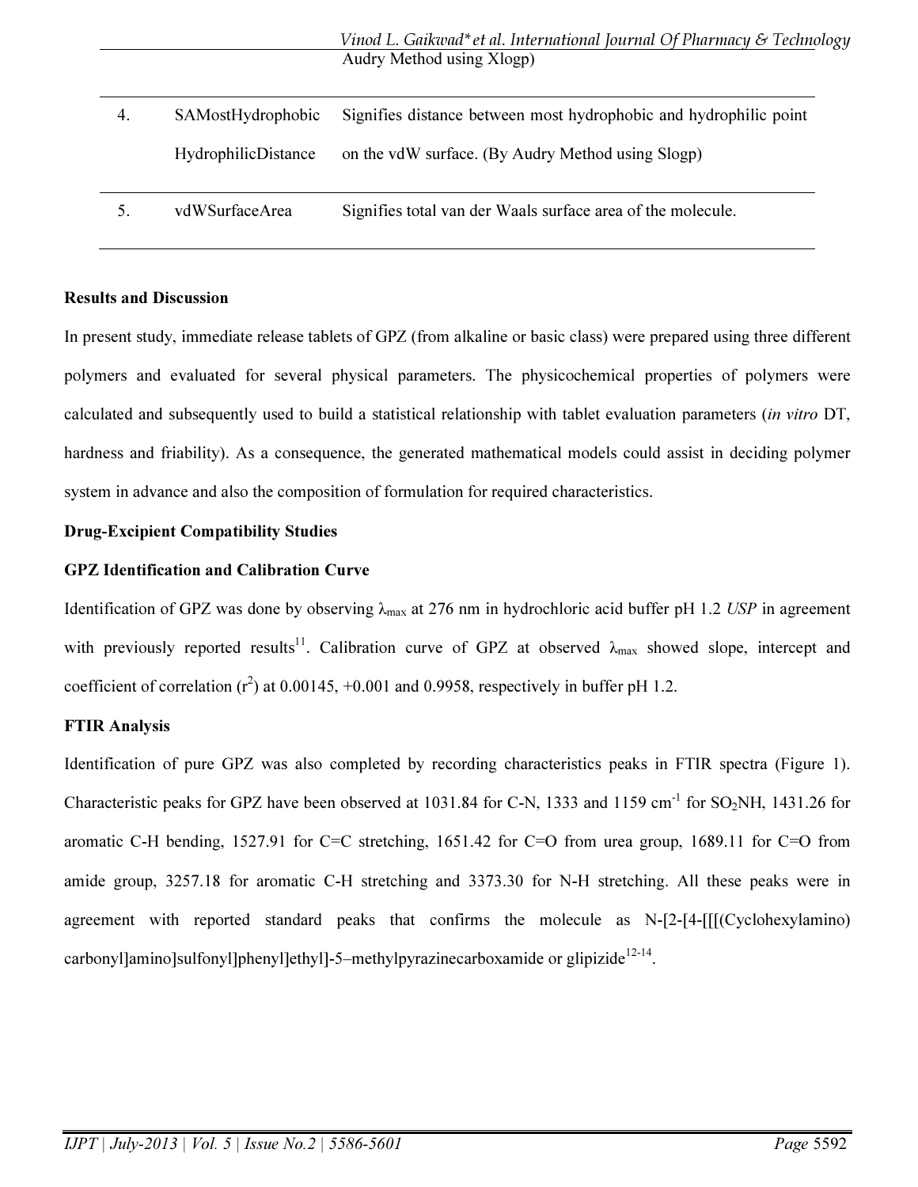| | | Audry Method using Xlogp) |
|---|---|---|
| 4. | SAMostHydrophobic HydrophilicDistance | Signifies distance between most hydrophobic and hydrophilic point on the vdW surface. (By Audry Method using Slogp) |
| 5. | vdWSurfaceArea | Signifies total van der Waals surface area of the molecule. |

**Results and Discussion**

In present study, immediate release tablets of GPZ (from alkaline or basic class) were prepared using three different polymers and evaluated for several physical parameters. The physicochemical properties of polymers were calculated and subsequently used to build a statistical relationship with tablet evaluation parameters (*in vitro* DT, hardness and friability). As a consequence, the generated mathematical models could assist in deciding polymer system in advance and also the composition of formulation for required characteristics.

**Drug-Excipient Compatibility Studies**

**GPZ Identification and Calibration Curve**

Identification of GPZ was done by observing $\lambda_{max}$ at 276 nm in hydrochloric acid buffer pH 1.2 *USP* in agreement with previously reported results[11]. Calibration curve of GPZ at observed $\lambda_{max}$ showed slope, intercept and coefficient of correlation ($r^2$) at 0.00145, +0.001 and 0.9958, respectively in buffer pH 1.2.

**FTIR Analysis**

Identification of pure GPZ was also completed by recording characteristics peaks in FTIR spectra (Figure 1). Characteristic peaks for GPZ have been observed at 1031.84 for C-N, 1333 and 1159 $cm^{-1}$ for $SO_2NH$, 1431.26 for aromatic C-H bending, 1527.91 for C=C stretching, 1651.42 for C=O from urea group, 1689.11 for C=O from amide group, 3257.18 for aromatic C-H stretching and 3373.30 for N-H stretching. All these peaks were in agreement with reported standard peaks that confirms the molecule as N-[2-[4-[[[(Cyclohexylamino) carbonyl]amino]sulfonyl]phenyl]ethyl]-5–methylpyrazinecarboxamide or glipizide[12-14].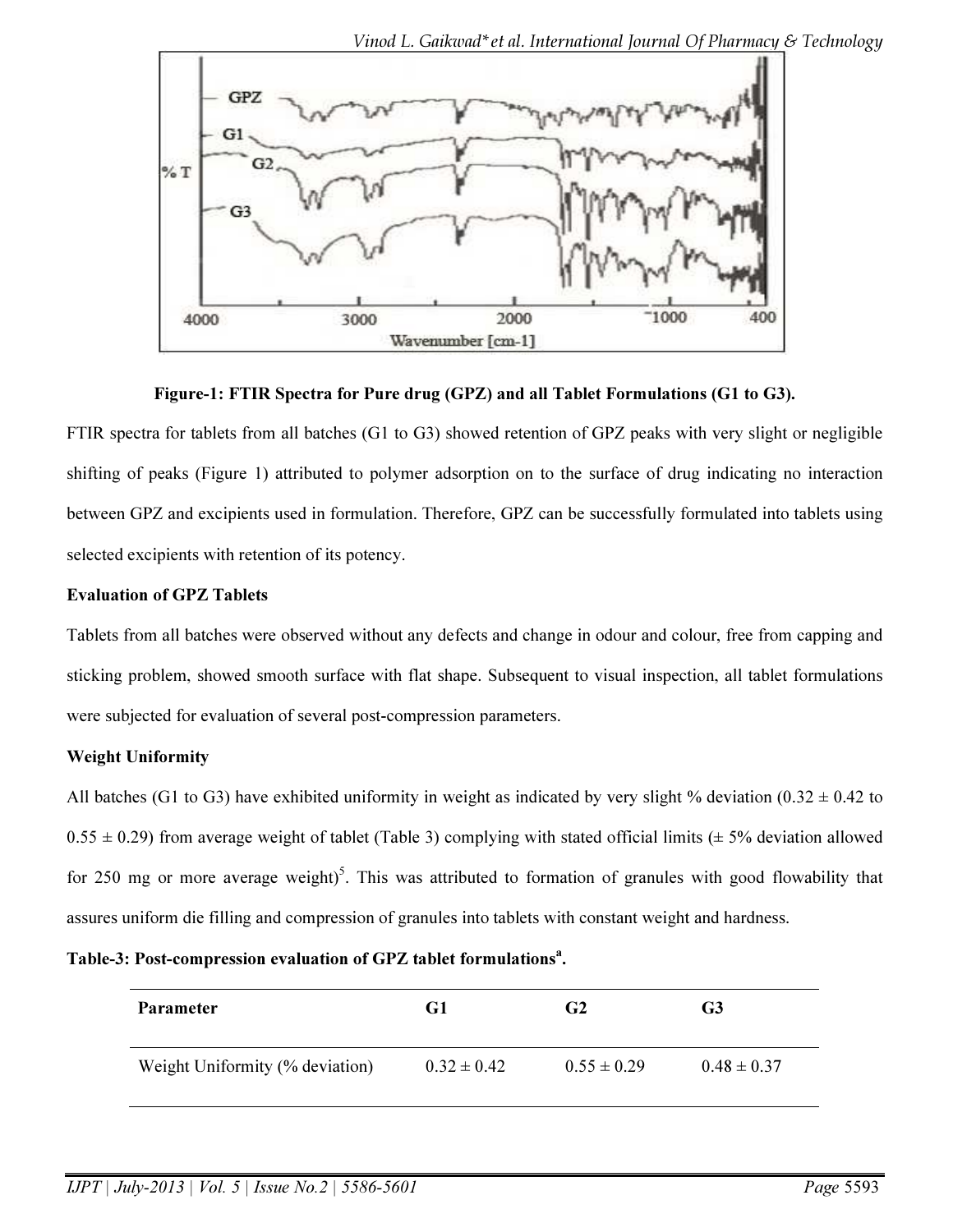**Figure-1: FTIR Spectra for Pure drug (GPZ) and all Tablet Formulations (G1 to G3).**

FTIR spectra for tablets from all batches (G1 to G3) showed retention of GPZ peaks with very slight or negligible shifting of peaks (Figure 1) attributed to polymer adsorption on to the surface of drug indicating no interaction between GPZ and excipients used in formulation. Therefore, GPZ can be successfully formulated into tablets using selected excipients with retention of its potency.

**Evaluation of GPZ Tablets**

Tablets from all batches were observed without any defects and change in odour and colour, free from capping and sticking problem, showed smooth surface with flat shape. Subsequent to visual inspection, all tablet formulations were subjected for evaluation of several post-compression parameters.

**Weight Uniformity**

All batches (G1 to G3) have exhibited uniformity in weight as indicated by very slight % deviation (0.32 ± 0.42 to 0.55 ± 0.29) from average weight of tablet (Table 3) complying with stated official limits (± 5% deviation allowed for 250 mg or more average weight)[5]. This was attributed to formation of granules with good flowability that assures uniform die filling and compression of granules into tablets with constant weight and hardness.

**Table-3: Post-compression evaluation of GPZ tablet formulations[a].**

| Parameter | G1 | G2 | G3 |
|---|---|---|---|
| Weight Uniformity (% deviation) | 0.32 ± 0.42 | 0.55 ± 0.29 | 0.48 ± 0.37 |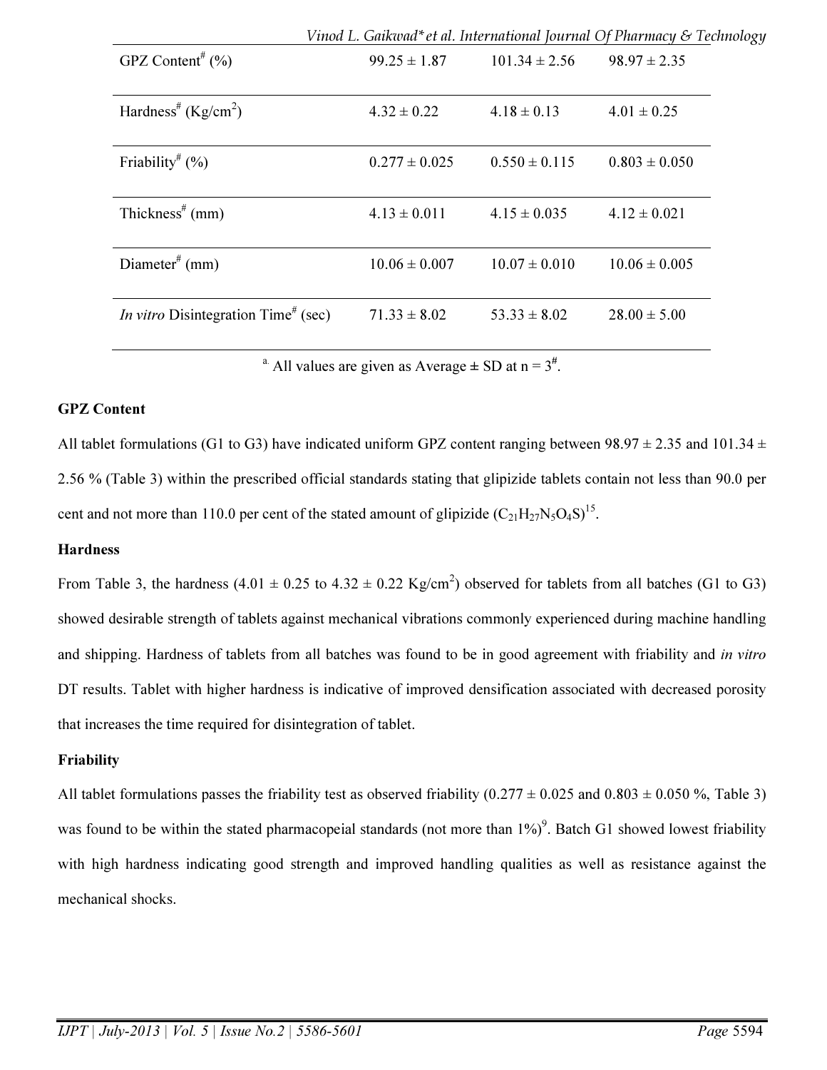| GPZ Content# (%) | 99.25 ± 1.87 | 101.34 ± 2.56 | 98.97 ± 2.35 |
|---|---|---|---|
| Hardness# (Kg/cm$^2$) | 4.32 ± 0.22 | 4.18 ± 0.13 | 4.01 ± 0.25 |
| Friability# (%) | 0.277 ± 0.025 | 0.550 ± 0.115 | 0.803 ± 0.050 |
| Thickness# (mm) | 4.13 ± 0.011 | 4.15 ± 0.035 | 4.12 ± 0.021 |
| Diameter# (mm) | 10.06 ± 0.007 | 10.07 ± 0.010 | 10.06 ± 0.005 |
| *In vitro* Disintegration Time# (sec) | 71.33 ± 8.02 | 53.33 ± 8.02 | 28.00 ± 5.00 |

[a.] All values are given as Average ± SD at n = 3#.

**GPZ Content**

All tablet formulations (G1 to G3) have indicated uniform GPZ content ranging between 98.97 ± 2.35 and 101.34 ± 2.56 % (Table 3) within the prescribed official standards stating that glipizide tablets contain not less than 90.0 per cent and not more than 110.0 per cent of the stated amount of glipizide ($C_{21}H_{27}N_5O_4S$)[15].

**Hardness**

From Table 3, the hardness (4.01 ± 0.25 to 4.32 ± 0.22 Kg/cm$^2$) observed for tablets from all batches (G1 to G3) showed desirable strength of tablets against mechanical vibrations commonly experienced during machine handling and shipping. Hardness of tablets from all batches was found to be in good agreement with friability and *in vitro* DT results. Tablet with higher hardness is indicative of improved densification associated with decreased porosity that increases the time required for disintegration of tablet.

**Friability**

All tablet formulations passes the friability test as observed friability (0.277 ± 0.025 and 0.803 ± 0.050 %, Table 3) was found to be within the stated pharmacopeial standards (not more than 1%)[9]. Batch G1 showed lowest friability with high hardness indicating good strength and improved handling qualities as well as resistance against the mechanical shocks.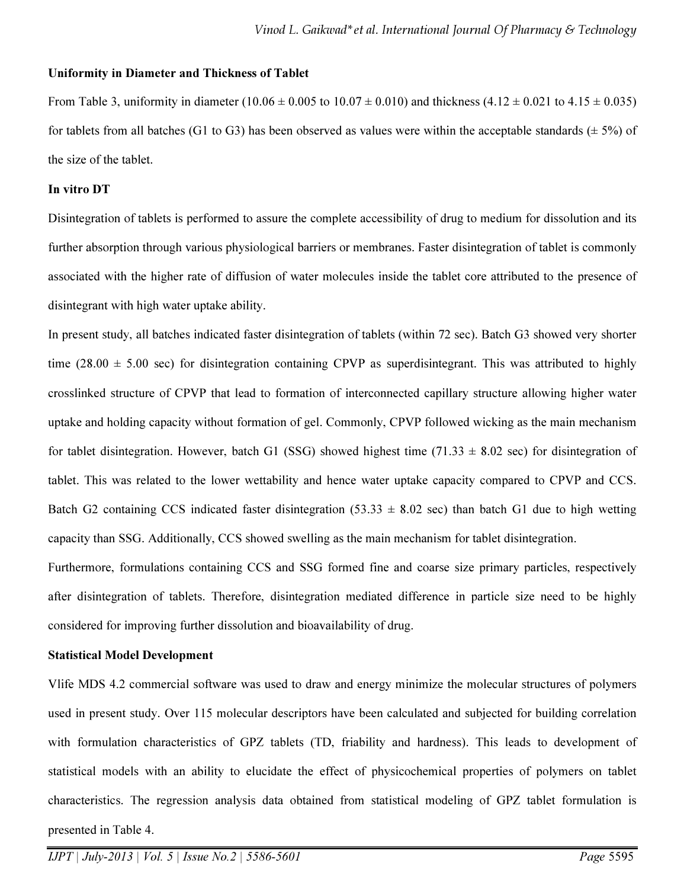**Uniformity in Diameter and Thickness of Tablet**

From Table 3, uniformity in diameter (10.06 ± 0.005 to 10.07 ± 0.010) and thickness (4.12 ± 0.021 to 4.15 ± 0.035) for tablets from all batches (G1 to G3) has been observed as values were within the acceptable standards (± 5%) of the size of the tablet.

**In vitro DT**

Disintegration of tablets is performed to assure the complete accessibility of drug to medium for dissolution and its further absorption through various physiological barriers or membranes. Faster disintegration of tablet is commonly associated with the higher rate of diffusion of water molecules inside the tablet core attributed to the presence of disintegrant with high water uptake ability.

In present study, all batches indicated faster disintegration of tablets (within 72 sec). Batch G3 showed very shorter time (28.00 ± 5.00 sec) for disintegration containing CPVP as superdisintegrant. This was attributed to highly crosslinked structure of CPVP that lead to formation of interconnected capillary structure allowing higher water uptake and holding capacity without formation of gel. Commonly, CPVP followed wicking as the main mechanism for tablet disintegration. However, batch G1 (SSG) showed highest time (71.33 ± 8.02 sec) for disintegration of tablet. This was related to the lower wettability and hence water uptake capacity compared to CPVP and CCS. Batch G2 containing CCS indicated faster disintegration (53.33 ± 8.02 sec) than batch G1 due to high wetting capacity than SSG. Additionally, CCS showed swelling as the main mechanism for tablet disintegration.

Furthermore, formulations containing CCS and SSG formed fine and coarse size primary particles, respectively after disintegration of tablets. Therefore, disintegration mediated difference in particle size need to be highly considered for improving further dissolution and bioavailability of drug.

**Statistical Model Development**

Vlife MDS 4.2 commercial software was used to draw and energy minimize the molecular structures of polymers used in present study. Over 115 molecular descriptors have been calculated and subjected for building correlation with formulation characteristics of GPZ tablets (TD, friability and hardness). This leads to development of statistical models with an ability to elucidate the effect of physicochemical properties of polymers on tablet characteristics. The regression analysis data obtained from statistical modeling of GPZ tablet formulation is presented in Table 4.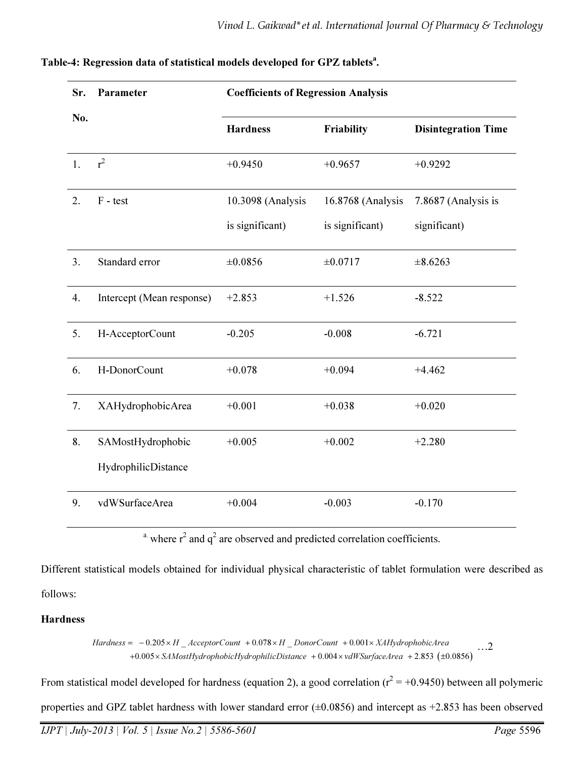**Table-4: Regression data of statistical models developed for GPZ tablets[a].**

| Sr. No. | Parameter | Coefficients of Regression Analysis | | |
|---|---|---|---|---|
| | | Hardness | Friability | Disintegration Time |
| 1. | $r^2$ | +0.9450 | +0.9657 | +0.9292 |
| 2. | F - test | 10.3098 (Analysis is significant) | 16.8768 (Analysis is significant) | 7.8687 (Analysis is significant) |
| 3. | Standard error | ±0.0856 | ±0.0717 | ±8.6263 |
| 4. | Intercept (Mean response) | +2.853 | +1.526 | -8.522 |
| 5. | H-AcceptorCount | -0.205 | -0.008 | -6.721 |
| 6. | H-DonorCount | +0.078 | +0.094 | +4.462 |
| 7. | XAHydrophobicArea | +0.001 | +0.038 | +0.020 |
| 8. | SAMostHydrophobic HydrophilicDistance | +0.005 | +0.002 | +2.280 |
| 9. | vdWSurfaceArea | +0.004 | -0.003 | -0.170 |

[a.] where $r^2$ and $q^2$ are observed and predicted correlation coefficients.

Different statistical models obtained for individual physical characteristic of tablet formulation were described as follows:

**Hardness**

$$Hardness = -0.205 \times H\_AcceptorCount + 0.078 \times H\_DonorCount + 0.001 \times XAHydrophobicArea + 0.005 \times SAMostHydrophobicHydrophilicDistance + 0.004 \times vdWSurfaceArea + 2.853\ (\pm 0.0856) \quad \ldots 2$$

From statistical model developed for hardness (equation 2), a good correlation ($r^2$ = +0.9450) between all polymeric properties and GPZ tablet hardness with lower standard error (±0.0856) and intercept as +2.853 has been observed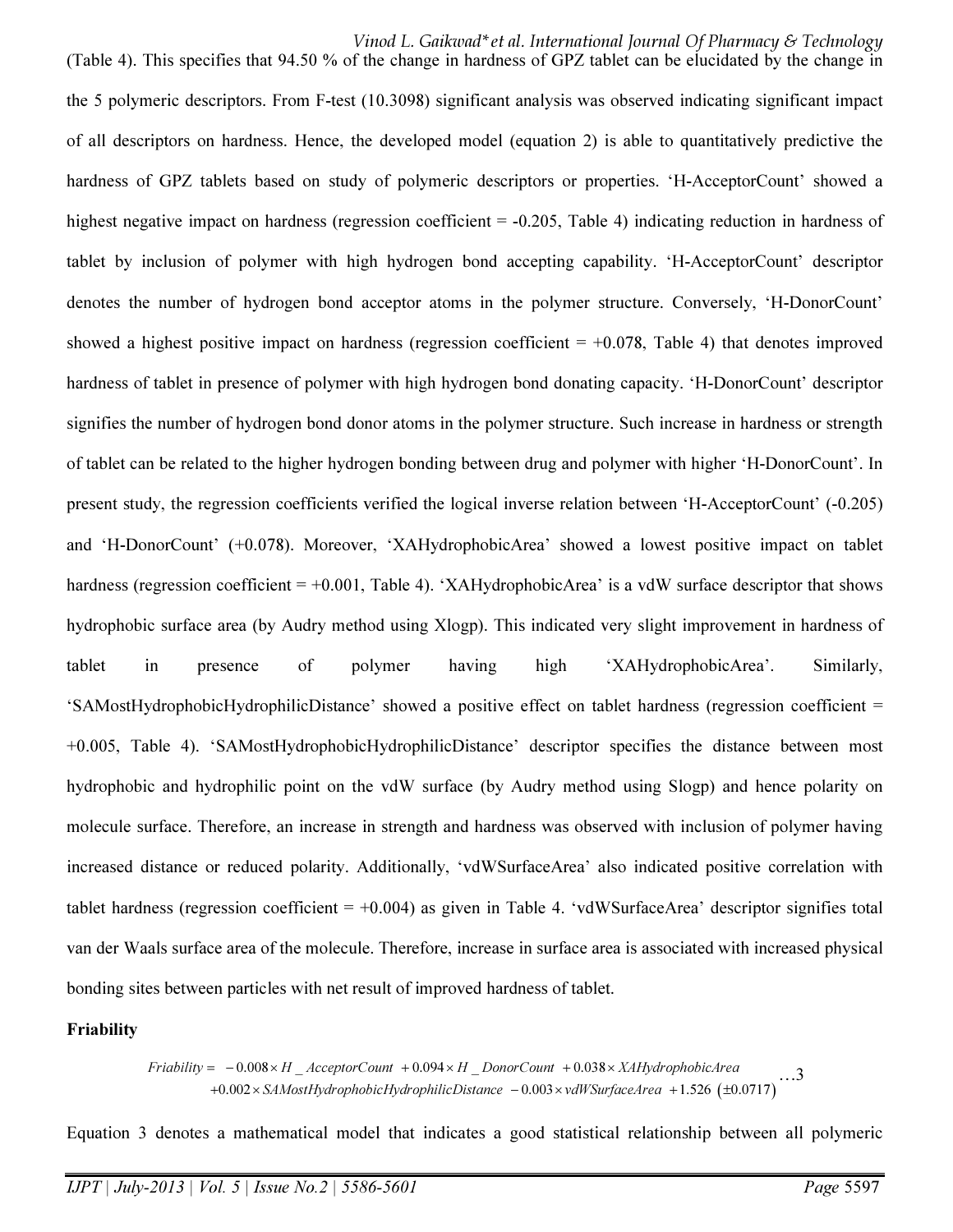(Table 4). This specifies that 94.50 % of the change in hardness of GPZ tablet can be elucidated by the change in the 5 polymeric descriptors. From F-test (10.3098) significant analysis was observed indicating significant impact of all descriptors on hardness. Hence, the developed model (equation 2) is able to quantitatively predictive the hardness of GPZ tablets based on study of polymeric descriptors or properties. 'H-AcceptorCount' showed a highest negative impact on hardness (regression coefficient = -0.205, Table 4) indicating reduction in hardness of tablet by inclusion of polymer with high hydrogen bond accepting capability. 'H-AcceptorCount' descriptor denotes the number of hydrogen bond acceptor atoms in the polymer structure. Conversely, 'H-DonorCount' showed a highest positive impact on hardness (regression coefficient = +0.078, Table 4) that denotes improved hardness of tablet in presence of polymer with high hydrogen bond donating capacity. 'H-DonorCount' descriptor signifies the number of hydrogen bond donor atoms in the polymer structure. Such increase in hardness or strength of tablet can be related to the higher hydrogen bonding between drug and polymer with higher 'H-DonorCount'. In present study, the regression coefficients verified the logical inverse relation between 'H-AcceptorCount' (-0.205) and 'H-DonorCount' (+0.078). Moreover, 'XAHydrophobicArea' showed a lowest positive impact on tablet hardness (regression coefficient = +0.001, Table 4). 'XAHydrophobicArea' is a vdW surface descriptor that shows hydrophobic surface area (by Audry method using Xlogp). This indicated very slight improvement in hardness of tablet in presence of polymer having high 'XAHydrophobicArea'. Similarly, 'SAMostHydrophobicHydrophilicDistance' showed a positive effect on tablet hardness (regression coefficient = +0.005, Table 4). 'SAMostHydrophobicHydrophilicDistance' descriptor specifies the distance between most hydrophobic and hydrophilic point on the vdW surface (by Audry method using Slogp) and hence polarity on molecule surface. Therefore, an increase in strength and hardness was observed with inclusion of polymer having increased distance or reduced polarity. Additionally, 'vdWSurfaceArea' also indicated positive correlation with tablet hardness (regression coefficient = +0.004) as given in Table 4. 'vdWSurfaceArea' descriptor signifies total van der Waals surface area of the molecule. Therefore, increase in surface area is associated with increased physical bonding sites between particles with net result of improved hardness of tablet.

**Friability**

$$\begin{aligned} Friability = & -0.008 \times H\_AcceptorCount + 0.094 \times H\_DonorCount + 0.038 \times XAHydrophobicArea \\ & + 0.002 \times SAMostHydrophobicHydrophilicDistance - 0.003 \times vdWSurfaceArea + 1.526 \ (\pm 0.0717) \end{aligned} \quad \ldots 3$$

Equation 3 denotes a mathematical model that indicates a good statistical relationship between all polymeric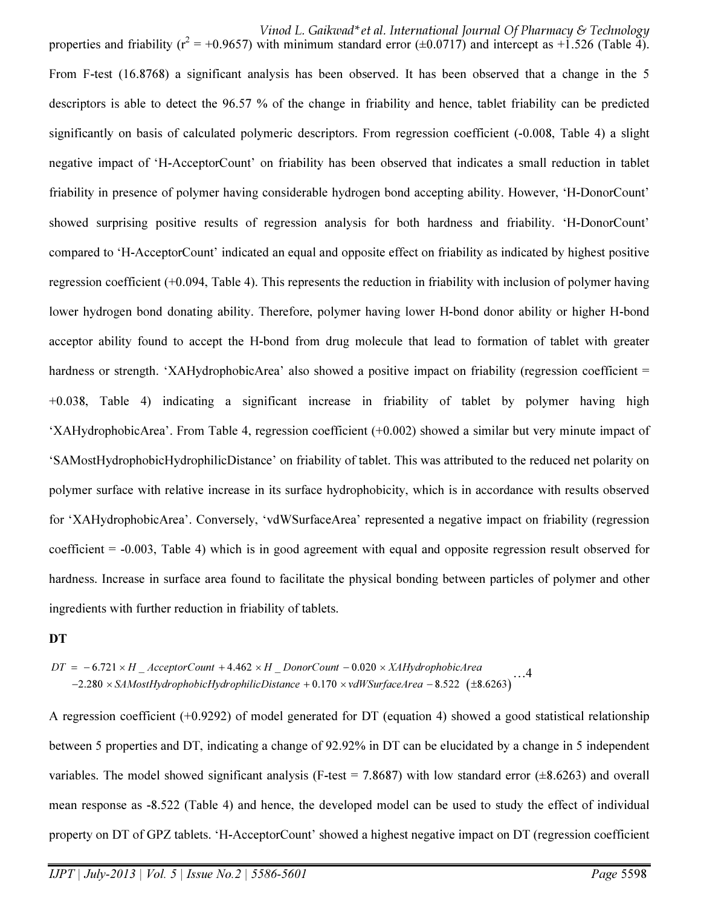properties and friability ($r^2$ = +0.9657) with minimum standard error (±0.0717) and intercept as +1.526 (Table 4). From F-test (16.8768) a significant analysis has been observed. It has been observed that a change in the 5 descriptors is able to detect the 96.57 % of the change in friability and hence, tablet friability can be predicted significantly on basis of calculated polymeric descriptors. From regression coefficient (-0.008, Table 4) a slight negative impact of 'H-AcceptorCount' on friability has been observed that indicates a small reduction in tablet friability in presence of polymer having considerable hydrogen bond accepting ability. However, 'H-DonorCount' showed surprising positive results of regression analysis for both hardness and friability. 'H-DonorCount' compared to 'H-AcceptorCount' indicated an equal and opposite effect on friability as indicated by highest positive regression coefficient (+0.094, Table 4). This represents the reduction in friability with inclusion of polymer having lower hydrogen bond donating ability. Therefore, polymer having lower H-bond donor ability or higher H-bond acceptor ability found to accept the H-bond from drug molecule that lead to formation of tablet with greater hardness or strength. 'XAHydrophobicArea' also showed a positive impact on friability (regression coefficient = +0.038, Table 4) indicating a significant increase in friability of tablet by polymer having high 'XAHydrophobicArea'. From Table 4, regression coefficient (+0.002) showed a similar but very minute impact of 'SAMostHydrophobicHydrophilicDistance' on friability of tablet. This was attributed to the reduced net polarity on polymer surface with relative increase in its surface hydrophobicity, which is in accordance with results observed for 'XAHydrophobicArea'. Conversely, 'vdWSurfaceArea' represented a negative impact on friability (regression coefficient = -0.003, Table 4) which is in good agreement with equal and opposite regression result observed for hardness. Increase in surface area found to facilitate the physical bonding between particles of polymer and other ingredients with further reduction in friability of tablets.

**DT**

$$\begin{aligned} DT = & -6.721 \times H\_AcceptorCount + 4.462 \times H\_DonorCount - 0.020 \times XAHydrophobicArea \\ & -2.280 \times SAMostHydrophobicHydrophilicDistance + 0.170 \times vdWSurfaceArea - 8.522 \ (\pm 8.6263) \end{aligned} \quad \ldots 4$$

A regression coefficient (+0.9292) of model generated for DT (equation 4) showed a good statistical relationship between 5 properties and DT, indicating a change of 92.92% in DT can be elucidated by a change in 5 independent variables. The model showed significant analysis (F-test = 7.8687) with low standard error (±8.6263) and overall mean response as -8.522 (Table 4) and hence, the developed model can be used to study the effect of individual property on DT of GPZ tablets. 'H-AcceptorCount' showed a highest negative impact on DT (regression coefficient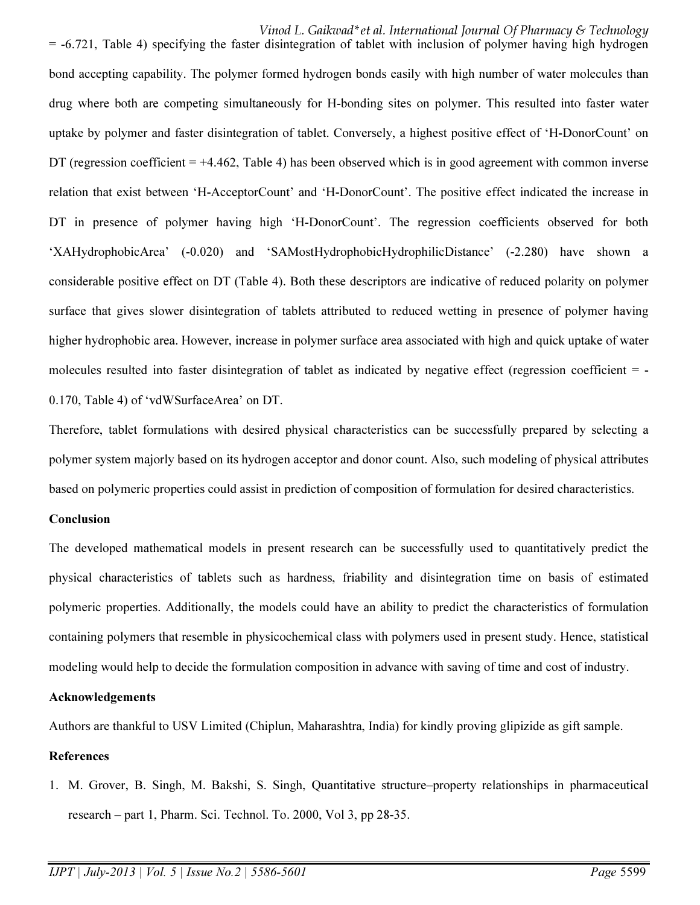= -6.721, Table 4) specifying the faster disintegration of tablet with inclusion of polymer having high hydrogen bond accepting capability. The polymer formed hydrogen bonds easily with high number of water molecules than drug where both are competing simultaneously for H-bonding sites on polymer. This resulted into faster water uptake by polymer and faster disintegration of tablet. Conversely, a highest positive effect of 'H-DonorCount' on DT (regression coefficient = +4.462, Table 4) has been observed which is in good agreement with common inverse relation that exist between 'H-AcceptorCount' and 'H-DonorCount'. The positive effect indicated the increase in DT in presence of polymer having high 'H-DonorCount'. The regression coefficients observed for both 'XAHydrophobicArea' (-0.020) and 'SAMostHydrophobicHydrophilicDistance' (-2.280) have shown a considerable positive effect on DT (Table 4). Both these descriptors are indicative of reduced polarity on polymer surface that gives slower disintegration of tablets attributed to reduced wetting in presence of polymer having higher hydrophobic area. However, increase in polymer surface area associated with high and quick uptake of water molecules resulted into faster disintegration of tablet as indicated by negative effect (regression coefficient = -0.170, Table 4) of 'vdWSurfaceArea' on DT.

Therefore, tablet formulations with desired physical characteristics can be successfully prepared by selecting a polymer system majorly based on its hydrogen acceptor and donor count. Also, such modeling of physical attributes based on polymeric properties could assist in prediction of composition of formulation for desired characteristics.

### Conclusion

The developed mathematical models in present research can be successfully used to quantitatively predict the physical characteristics of tablets such as hardness, friability and disintegration time on basis of estimated polymeric properties. Additionally, the models could have an ability to predict the characteristics of formulation containing polymers that resemble in physicochemical class with polymers used in present study. Hence, statistical modeling would help to decide the formulation composition in advance with saving of time and cost of industry.

### Acknowledgements

Authors are thankful to USV Limited (Chiplun, Maharashtra, India) for kindly proving glipizide as gift sample.

### References

1. M. Grover, B. Singh, M. Bakshi, S. Singh, Quantitative structure–property relationships in pharmaceutical research – part 1, Pharm. Sci. Technol. To. 2000, Vol 3, pp 28-35.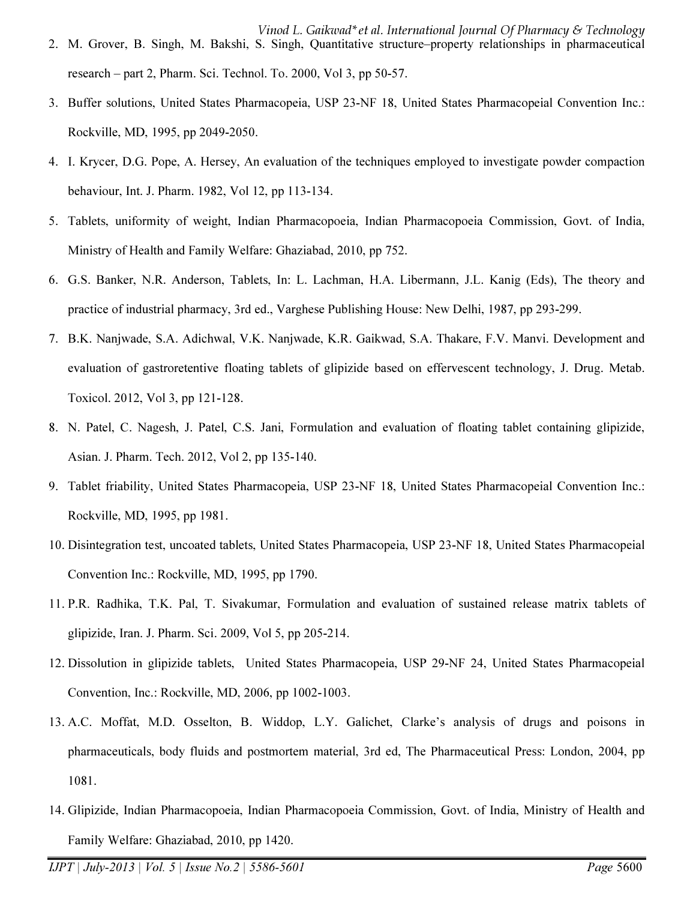2. M. Grover, B. Singh, M. Bakshi, S. Singh, Quantitative structure–property relationships in pharmaceutical research – part 2, Pharm. Sci. Technol. To. 2000, Vol 3, pp 50-57.
3. Buffer solutions, United States Pharmacopeia, USP 23-NF 18, United States Pharmacopeial Convention Inc.: Rockville, MD, 1995, pp 2049-2050.
4. I. Krycer, D.G. Pope, A. Hersey, An evaluation of the techniques employed to investigate powder compaction behaviour, Int. J. Pharm. 1982, Vol 12, pp 113-134.
5. Tablets, uniformity of weight, Indian Pharmacopoeia, Indian Pharmacopoeia Commission, Govt. of India, Ministry of Health and Family Welfare: Ghaziabad, 2010, pp 752.
6. G.S. Banker, N.R. Anderson, Tablets, In: L. Lachman, H.A. Libermann, J.L. Kanig (Eds), The theory and practice of industrial pharmacy, 3rd ed., Varghese Publishing House: New Delhi, 1987, pp 293-299.
7. B.K. Nanjwade, S.A. Adichwal, V.K. Nanjwade, K.R. Gaikwad, S.A. Thakare, F.V. Manvi. Development and evaluation of gastroretentive floating tablets of glipizide based on effervescent technology, J. Drug. Metab. Toxicol. 2012, Vol 3, pp 121-128.
8. N. Patel, C. Nagesh, J. Patel, C.S. Jani, Formulation and evaluation of floating tablet containing glipizide, Asian. J. Pharm. Tech. 2012, Vol 2, pp 135-140.
9. Tablet friability, United States Pharmacopeia, USP 23-NF 18, United States Pharmacopeial Convention Inc.: Rockville, MD, 1995, pp 1981.
10. Disintegration test, uncoated tablets, United States Pharmacopeia, USP 23-NF 18, United States Pharmacopeial Convention Inc.: Rockville, MD, 1995, pp 1790.
11. P.R. Radhika, T.K. Pal, T. Sivakumar, Formulation and evaluation of sustained release matrix tablets of glipizide, Iran. J. Pharm. Sci. 2009, Vol 5, pp 205-214.
12. Dissolution in glipizide tablets, United States Pharmacopeia, USP 29-NF 24, United States Pharmacopeial Convention, Inc.: Rockville, MD, 2006, pp 1002-1003.
13. A.C. Moffat, M.D. Osselton, B. Widdop, L.Y. Galichet, Clarke's analysis of drugs and poisons in pharmaceuticals, body fluids and postmortem material, 3rd ed, The Pharmaceutical Press: London, 2004, pp 1081.
14. Glipizide, Indian Pharmacopoeia, Indian Pharmacopoeia Commission, Govt. of India, Ministry of Health and Family Welfare: Ghaziabad, 2010, pp 1420.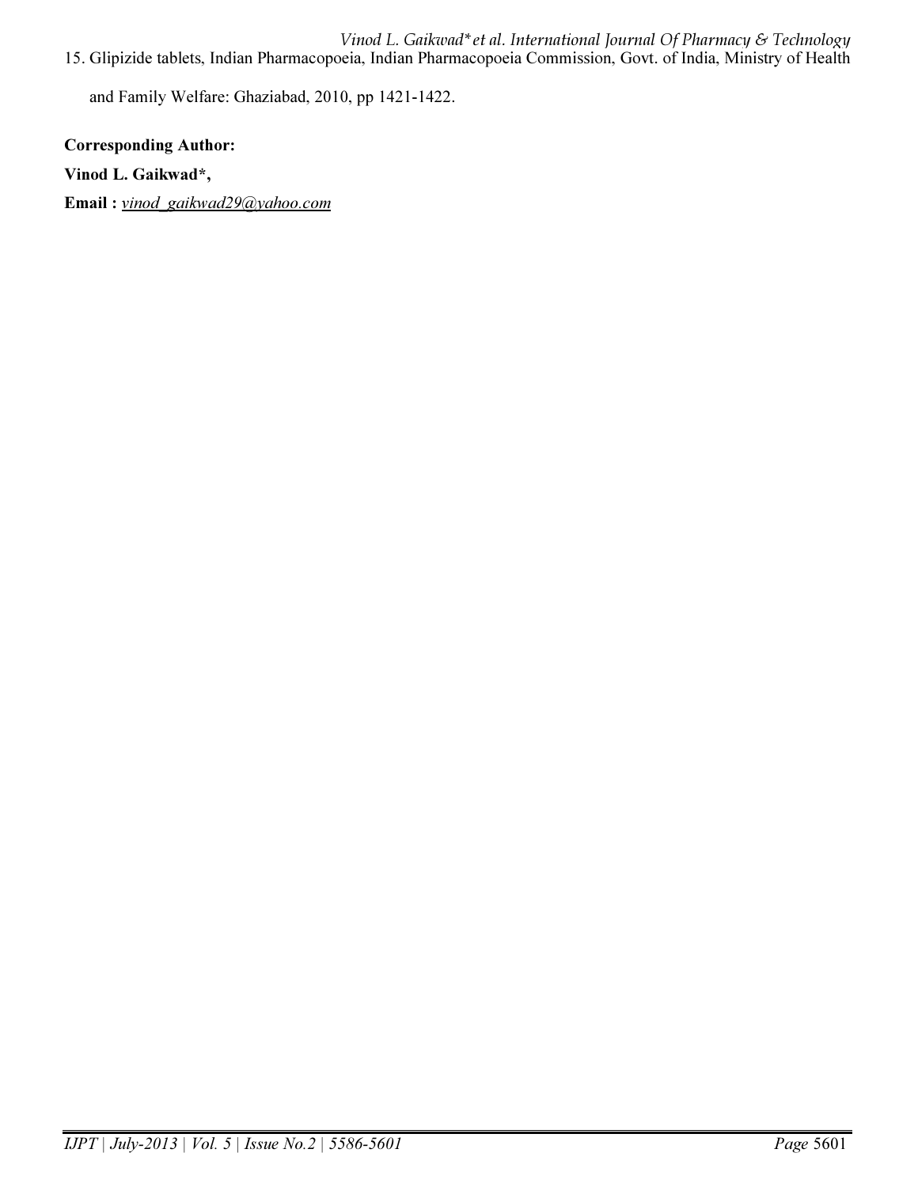15. Glipizide tablets, Indian Pharmacopoeia, Indian Pharmacopoeia Commission, Govt. of India, Ministry of Health and Family Welfare: Ghaziabad, 2010, pp 1421-1422.

**Corresponding Author:**

**Vinod L. Gaikwad*,**

**Email :** vinod_gaikwad29@yahoo.com